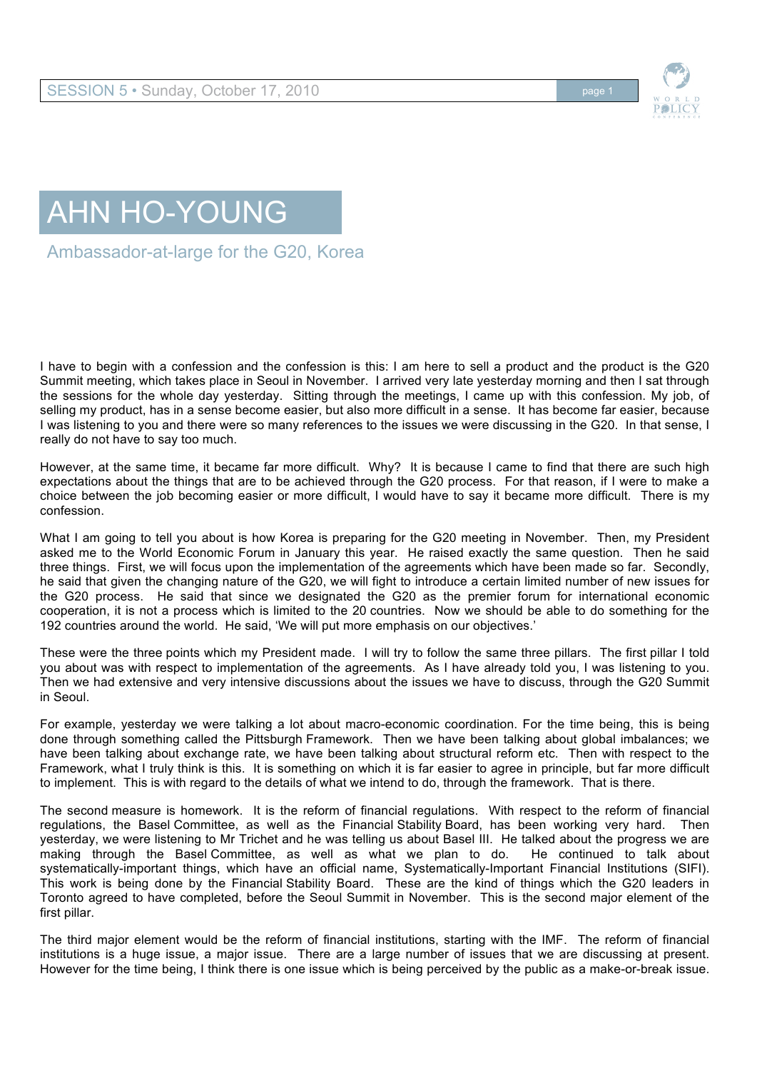# AHN HO-YOUNG

Ambassador-at-large for the G20, Korea

I have to begin with a confession and the confession is this: I am here to sell a product and the product is the G20 Summit meeting, which takes place in Seoul in November. I arrived very late yesterday morning and then I sat through the sessions for the whole day yesterday. Sitting through the meetings, I came up with this confession. My job, of selling my product, has in a sense become easier, but also more difficult in a sense. It has become far easier, because I was listening to you and there were so many references to the issues we were discussing in the G20. In that sense, I really do not have to say too much.

However, at the same time, it became far more difficult. Why? It is because I came to find that there are such high expectations about the things that are to be achieved through the G20 process. For that reason, if I were to make a choice between the job becoming easier or more difficult, I would have to say it became more difficult. There is my confession.

What I am going to tell you about is how Korea is preparing for the G20 meeting in November. Then, my President asked me to the World Economic Forum in January this year. He raised exactly the same question. Then he said three things. First, we will focus upon the implementation of the agreements which have been made so far. Secondly, he said that given the changing nature of the G20, we will fight to introduce a certain limited number of new issues for the G20 process. He said that since we designated the G20 as the premier forum for international economic cooperation, it is not a process which is limited to the 20 countries. Now we should be able to do something for the 192 countries around the world. He said, 'We will put more emphasis on our objectives.'

These were the three points which my President made. I will try to follow the same three pillars. The first pillar I told you about was with respect to implementation of the agreements. As I have already told you, I was listening to you. Then we had extensive and very intensive discussions about the issues we have to discuss, through the G20 Summit in Seoul.

For example, yesterday we were talking a lot about macro-economic coordination. For the time being, this is being done through something called the Pittsburgh Framework. Then we have been talking about global imbalances; we have been talking about exchange rate, we have been talking about structural reform etc. Then with respect to the Framework, what I truly think is this. It is something on which it is far easier to agree in principle, but far more difficult to implement. This is with regard to the details of what we intend to do, through the framework. That is there.

The second measure is homework. It is the reform of financial regulations. With respect to the reform of financial regulations, the Basel Committee, as well as the Financial Stability Board, has been working very hard. Then yesterday, we were listening to Mr Trichet and he was telling us about Basel III. He talked about the progress we are making through the Basel Committee, as well as what we plan to do. He continued to talk about systematically-important things, which have an official name, Systematically-Important Financial Institutions (SIFI). This work is being done by the Financial Stability Board. These are the kind of things which the G20 leaders in Toronto agreed to have completed, before the Seoul Summit in November. This is the second major element of the first pillar.

The third major element would be the reform of financial institutions, starting with the IMF. The reform of financial institutions is a huge issue, a major issue. There are a large number of issues that we are discussing at present. However for the time being, I think there is one issue which is being perceived by the public as a make-or-break issue.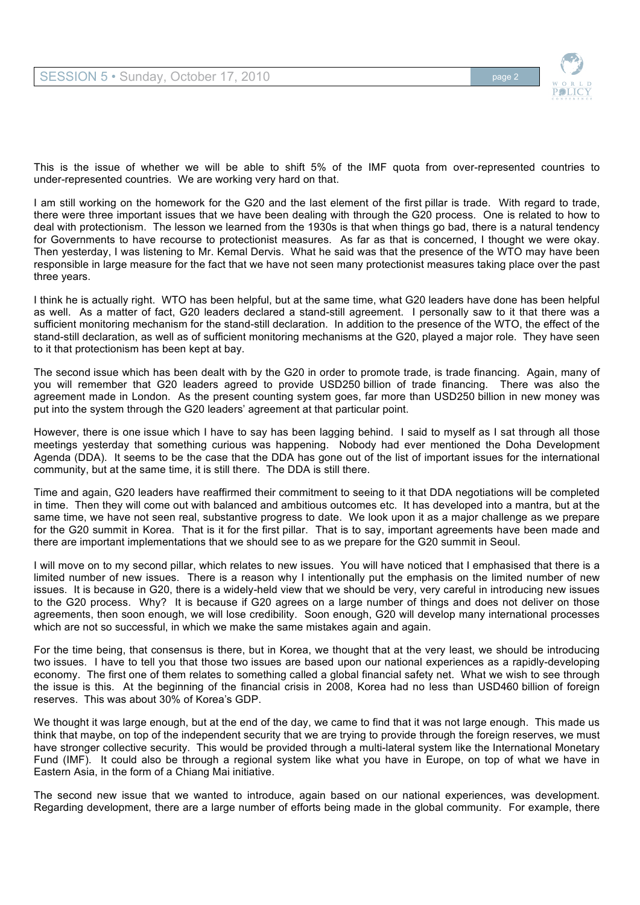This is the issue of whether we will be able to shift 5% of the IMF quota from over-represented countries to under-represented countries. We are working very hard on that.

I am still working on the homework for the G20 and the last element of the first pillar is trade. With regard to trade, there were three important issues that we have been dealing with through the G20 process. One is related to how to deal with protectionism. The lesson we learned from the 1930s is that when things go bad, there is a natural tendency for Governments to have recourse to protectionist measures. As far as that is concerned, I thought we were okay. Then yesterday, I was listening to Mr. Kemal Dervis. What he said was that the presence of the WTO may have been responsible in large measure for the fact that we have not seen many protectionist measures taking place over the past three years.

I think he is actually right. WTO has been helpful, but at the same time, what G20 leaders have done has been helpful as well. As a matter of fact, G20 leaders declared a stand-still agreement. I personally saw to it that there was a sufficient monitoring mechanism for the stand-still declaration. In addition to the presence of the WTO, the effect of the stand-still declaration, as well as of sufficient monitoring mechanisms at the G20, played a major role. They have seen to it that protectionism has been kept at bay.

The second issue which has been dealt with by the G20 in order to promote trade, is trade financing. Again, many of you will remember that G20 leaders agreed to provide USD250 billion of trade financing. There was also the agreement made in London. As the present counting system goes, far more than USD250 billion in new money was put into the system through the G20 leaders' agreement at that particular point.

However, there is one issue which I have to say has been lagging behind. I said to myself as I sat through all those meetings yesterday that something curious was happening. Nobody had ever mentioned the Doha Development Agenda (DDA). It seems to be the case that the DDA has gone out of the list of important issues for the international community, but at the same time, it is still there. The DDA is still there.

Time and again, G20 leaders have reaffirmed their commitment to seeing to it that DDA negotiations will be completed in time. Then they will come out with balanced and ambitious outcomes etc. It has developed into a mantra, but at the same time, we have not seen real, substantive progress to date. We look upon it as a major challenge as we prepare for the G20 summit in Korea. That is it for the first pillar. That is to say, important agreements have been made and there are important implementations that we should see to as we prepare for the G20 summit in Seoul.

I will move on to my second pillar, which relates to new issues. You will have noticed that I emphasised that there is a limited number of new issues. There is a reason why I intentionally put the emphasis on the limited number of new issues. It is because in G20, there is a widely-held view that we should be very, very careful in introducing new issues to the G20 process. Why? It is because if G20 agrees on a large number of things and does not deliver on those agreements, then soon enough, we will lose credibility. Soon enough, G20 will develop many international processes which are not so successful, in which we make the same mistakes again and again.

For the time being, that consensus is there, but in Korea, we thought that at the very least, we should be introducing two issues. I have to tell you that those two issues are based upon our national experiences as a rapidly-developing economy. The first one of them relates to something called a global financial safety net. What we wish to see through the issue is this. At the beginning of the financial crisis in 2008, Korea had no less than USD460 billion of foreign reserves. This was about 30% of Korea's GDP.

We thought it was large enough, but at the end of the day, we came to find that it was not large enough. This made us think that maybe, on top of the independent security that we are trying to provide through the foreign reserves, we must have stronger collective security. This would be provided through a multi-lateral system like the International Monetary Fund (IMF). It could also be through a regional system like what you have in Europe, on top of what we have in Eastern Asia, in the form of a Chiang Mai initiative.

The second new issue that we wanted to introduce, again based on our national experiences, was development. Regarding development, there are a large number of efforts being made in the global community. For example, there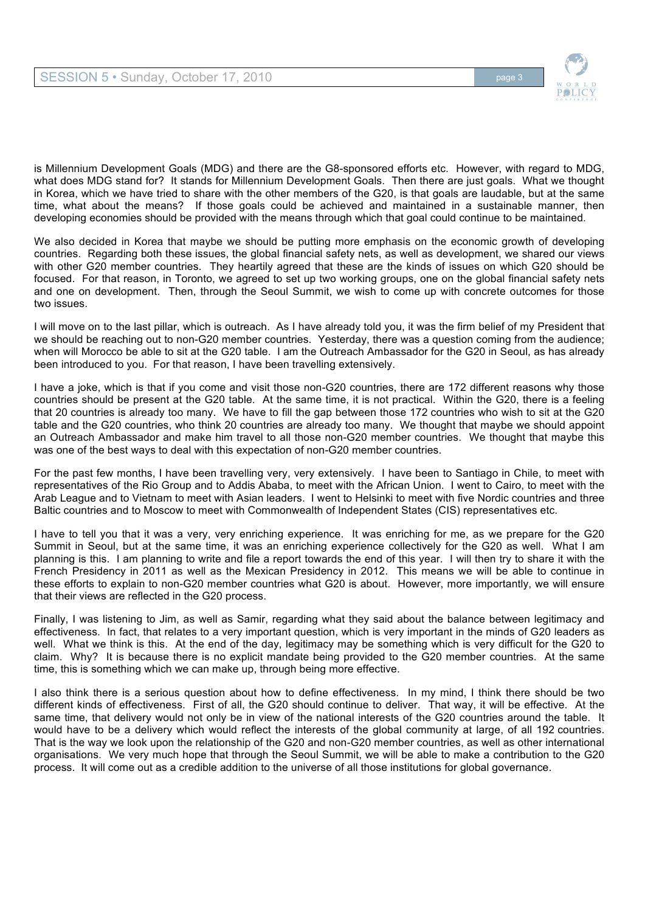is Millennium Development Goals (MDG) and there are the G8-sponsored efforts etc. However, with regard to MDG, what does MDG stand for? It stands for Millennium Development Goals. Then there are just goals. What we thought in Korea, which we have tried to share with the other members of the G20, is that goals are laudable, but at the same time, what about the means? If those goals could be achieved and maintained in a sustainable manner, then developing economies should be provided with the means through which that goal could continue to be maintained.

We also decided in Korea that maybe we should be putting more emphasis on the economic growth of developing countries. Regarding both these issues, the global financial safety nets, as well as development, we shared our views with other G20 member countries. They heartily agreed that these are the kinds of issues on which G20 should be focused. For that reason, in Toronto, we agreed to set up two working groups, one on the global financial safety nets and one on development. Then, through the Seoul Summit, we wish to come up with concrete outcomes for those two issues.

I will move on to the last pillar, which is outreach. As I have already told you, it was the firm belief of my President that we should be reaching out to non-G20 member countries. Yesterday, there was a question coming from the audience; when will Morocco be able to sit at the G20 table. I am the Outreach Ambassador for the G20 in Seoul, as has already been introduced to you. For that reason, I have been travelling extensively.

I have a joke, which is that if you come and visit those non-G20 countries, there are 172 different reasons why those countries should be present at the G20 table. At the same time, it is not practical. Within the G20, there is a feeling that 20 countries is already too many. We have to fill the gap between those 172 countries who wish to sit at the G20 table and the G20 countries, who think 20 countries are already too many. We thought that maybe we should appoint an Outreach Ambassador and make him travel to all those non-G20 member countries. We thought that maybe this was one of the best ways to deal with this expectation of non-G20 member countries.

For the past few months, I have been travelling very, very extensively. I have been to Santiago in Chile, to meet with representatives of the Rio Group and to Addis Ababa, to meet with the African Union. I went to Cairo, to meet with the Arab League and to Vietnam to meet with Asian leaders. I went to Helsinki to meet with five Nordic countries and three Baltic countries and to Moscow to meet with Commonwealth of Independent States (CIS) representatives etc.

I have to tell you that it was a very, very enriching experience. It was enriching for me, as we prepare for the G20 Summit in Seoul, but at the same time, it was an enriching experience collectively for the G20 as well. What I am planning is this. I am planning to write and file a report towards the end of this year. I will then try to share it with the French Presidency in 2011 as well as the Mexican Presidency in 2012. This means we will be able to continue in these efforts to explain to non-G20 member countries what G20 is about. However, more importantly, we will ensure that their views are reflected in the G20 process.

Finally, I was listening to Jim, as well as Samir, regarding what they said about the balance between legitimacy and effectiveness. In fact, that relates to a very important question, which is very important in the minds of G20 leaders as well. What we think is this. At the end of the day, legitimacy may be something which is very difficult for the G20 to claim. Why? It is because there is no explicit mandate being provided to the G20 member countries. At the same time, this is something which we can make up, through being more effective.

I also think there is a serious question about how to define effectiveness. In my mind, I think there should be two different kinds of effectiveness. First of all, the G20 should continue to deliver. That way, it will be effective. At the same time, that delivery would not only be in view of the national interests of the G20 countries around the table. It would have to be a delivery which would reflect the interests of the global community at large, of all 192 countries. That is the way we look upon the relationship of the G20 and non-G20 member countries, as well as other international organisations. We very much hope that through the Seoul Summit, we will be able to make a contribution to the G20 process. It will come out as a credible addition to the universe of all those institutions for global governance.